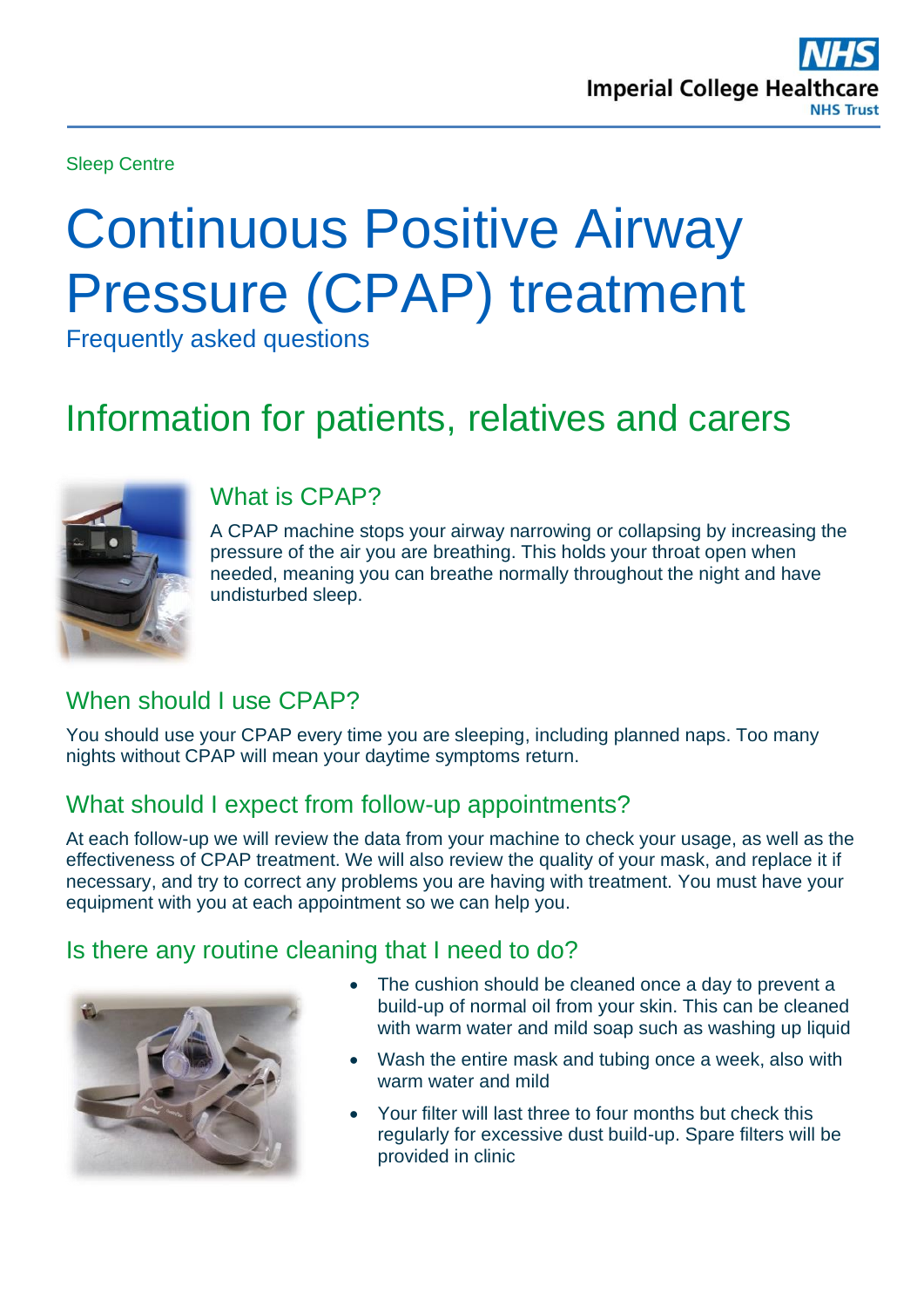Sleep Centre

# Continuous Positive Airway Pressure (CPAP) treatment

Frequently asked questions

## Information for patients, relatives and carers

### What is CPAP?

A CPAP machine stops your airway narrowing or collapsing by increasing the pressure of the air you are breathing. This holds your throat open when needed, meaning you can breathe normally throughout the night and have undisturbed sleep.

### When should I use CPAP?

You should use your CPAP every time you are sleeping, including planned naps. Too many nights without CPAP will mean your daytime symptoms return.

### What should I expect from follow-up appointments?

At each follow-up we will review the data from your machine to check your usage, as well as the effectiveness of CPAP treatment. We will also review the quality of your mask, and replace it if necessary, and try to correct any problems you are having with treatment. You must have your equipment with you at each appointment so we can help you.

### Is there any routine cleaning that I need to do?

- The cushion should be cleaned once a day to prevent a build-up of normal oil from your skin. This can be cleaned with warm water and mild soap such as washing up liquid
- Wash the entire mask and tubing once a week, also with warm water and mild
- Your filter will last three to four months but check this regularly for excessive dust build-up. Spare filters will be provided in clinic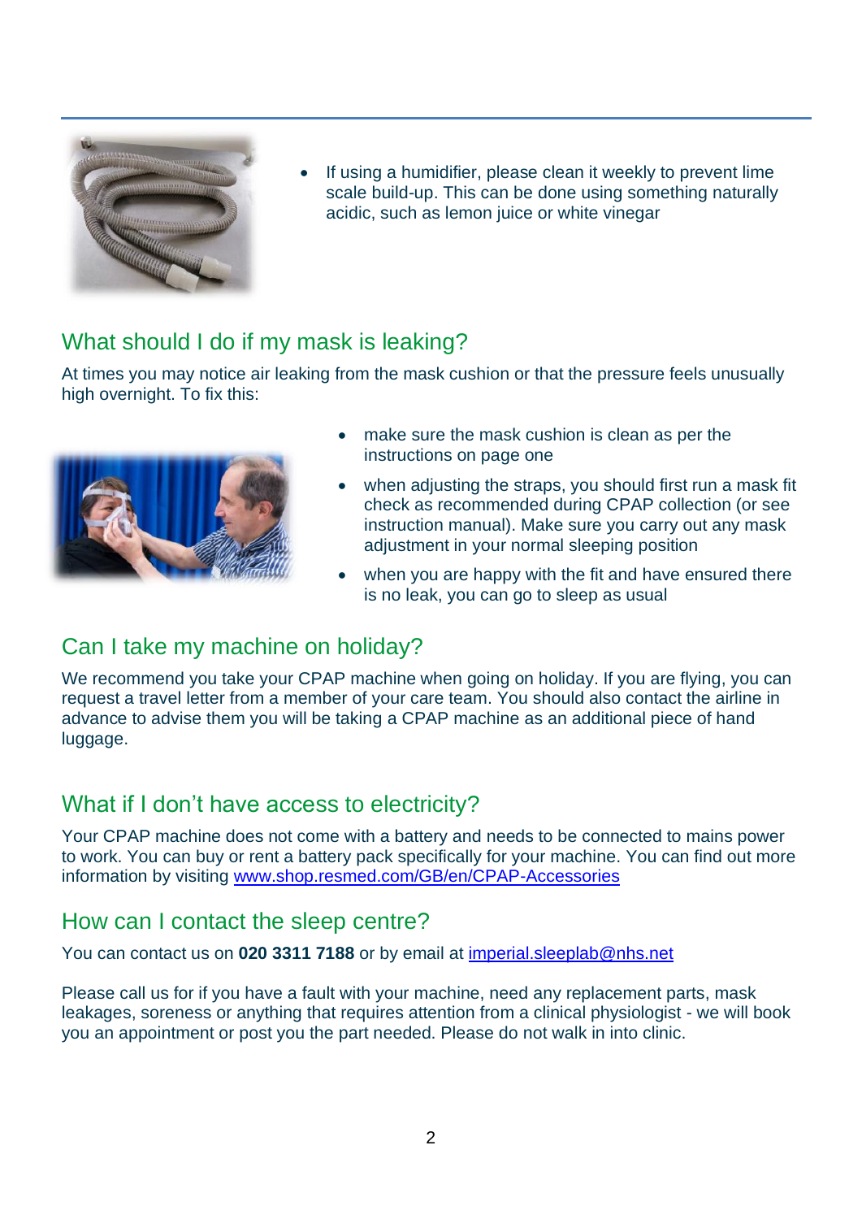- If using a humidifier, please clean it weekly to prevent lime scale build-up. This can be done using something naturally acidic, such as lemon juice or white vinegar

## What should I do if my mask is leaking?

At times you may notice air leaking from the mask cushion or that the pressure feels unusually high overnight. To fix this:

- make sure the mask cushion is clean as per the instructions on page one
- when adjusting the straps, you should first run a mask fit check as recommended during CPAP collection (or see instruction manual). Make sure you carry out any mask adjustment in your normal sleeping position
- when you are happy with the fit and have ensured there is no leak, you can go to sleep as usual

## Can I take my machine on holiday?

We recommend you take your CPAP machine when going on holiday. If you are flying, you can request a travel letter from a member of your care team. You should also contact the airline in advance to advise them you will be taking a CPAP machine as an additional piece of hand luggage.

## What if I don't have access to electricity?

Your CPAP machine does not come with a battery and needs to be connected to mains power to work. You can buy or rent a battery pack specifically for your machine. You can find out more information by visiting [www.shop.resmed.com/GB/en/CPAP-Accessories](www.shop.resmed.com/GB/en/CPAP-Accessories)

## How can I contact the sleep centre?

You can contact us on **020 3311 7188** or by email at [imperial.sleeplab@nhs.net](mailto:imperial.sleeplab@nhs.net)

Please call us for if you have a fault with your machine, need any replacement parts, mask leakages, soreness or anything that requires attention from a clinical physiologist - we will book you an appointment or post you the part needed. Please do not walk in into clinic.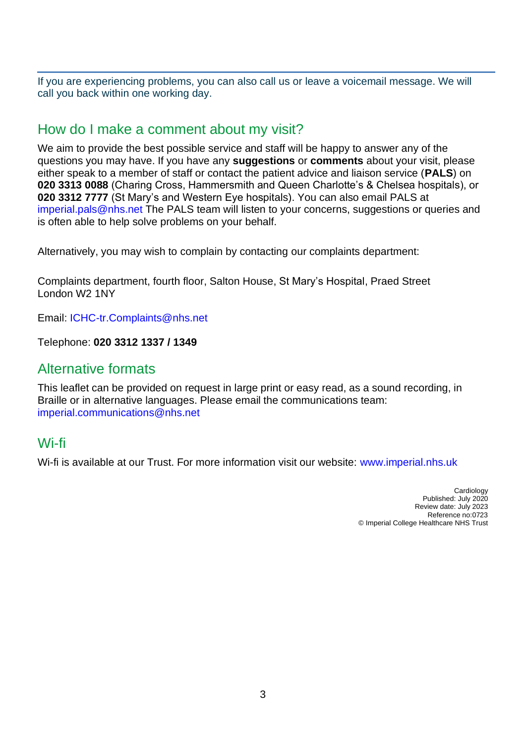If you are experiencing problems, you can also call us or leave a voicemail message. We will call you back within one working day.

## How do I make a comment about my visit?

We aim to provide the best possible service and staff will be happy to answer any of the questions you may have. If you have any **suggestions** or **comments** about your visit, please either speak to a member of staff or contact the patient advice and liaison service (**PALS**) on **020 3313 0088** (Charing Cross, Hammersmith and Queen Charlotte's & Chelsea hospitals), or **020 3312 7777** (St Mary's and Western Eye hospitals). You can also email PALS at imperial.pals@nhs.net The PALS team will listen to your concerns, suggestions or queries and is often able to help solve problems on your behalf.

Alternatively, you may wish to complain by contacting our complaints department:

Complaints department, fourth floor, Salton House, St Mary's Hospital, Praed Street
London W2 1NY

Email: ICHC-tr.Complaints@nhs.net

Telephone: **020 3312 1337 / 1349**

## Alternative formats

This leaflet can be provided on request in large print or easy read, as a sound recording, in Braille or in alternative languages. Please email the communications team: imperial.communications@nhs.net

## Wi-fi

Wi-fi is available at our Trust. For more information visit our website: www.imperial.nhs.uk

Cardiology
Published: July 2020
Review date: July 2023
Reference no:0723
© Imperial College Healthcare NHS Trust